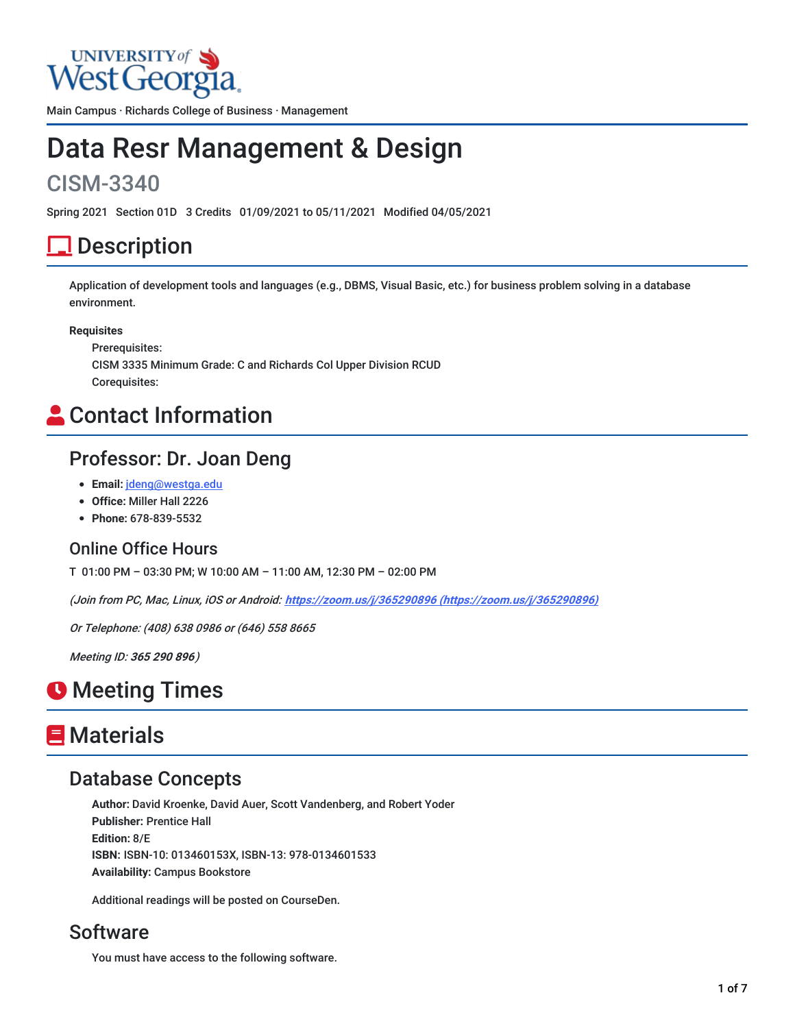Main Campus · Richards College of Business · Management

# Data Resr Management & Design

## CISM-3340

Spring 2021 Section 01D 3 Credits 01/09/2021 to 05/11/2021 Modified 04/05/2021

## Description

Application of development tools and languages (e.g., DBMS, Visual Basic, etc.) for business problem solving in a database environment.

**Requisites**

Prerequisites:
CISM 3335 Minimum Grade: C and Richards Col Upper Division RCUD
Corequisites:

## Contact Information

### Professor: Dr. Joan Deng

- **Email:** jdeng@westga.edu
- **Office:** Miller Hall 2226
- **Phone:** 678-839-5532

### Online Office Hours

T 01:00 PM – 03:30 PM; W 10:00 AM – 11:00 AM, 12:30 PM – 02:00 PM

*(Join from PC, Mac, Linux, iOS or Android: **https://zoom.us/j/365290896 (https://zoom.us/j/365290896)***

*Or Telephone: (408) 638 0986 or (646) 558 8665*

*Meeting ID: **365 290 896**)*

## Meeting Times

## Materials

### Database Concepts

**Author:** David Kroenke, David Auer, Scott Vandenberg, and Robert Yoder
**Publisher:** Prentice Hall
**Edition:** 8/E
**ISBN:** ISBN-10: 013460153X, ISBN-13: 978-0134601533
**Availability:** Campus Bookstore

Additional readings will be posted on CourseDen.

### Software

You must have access to the following software.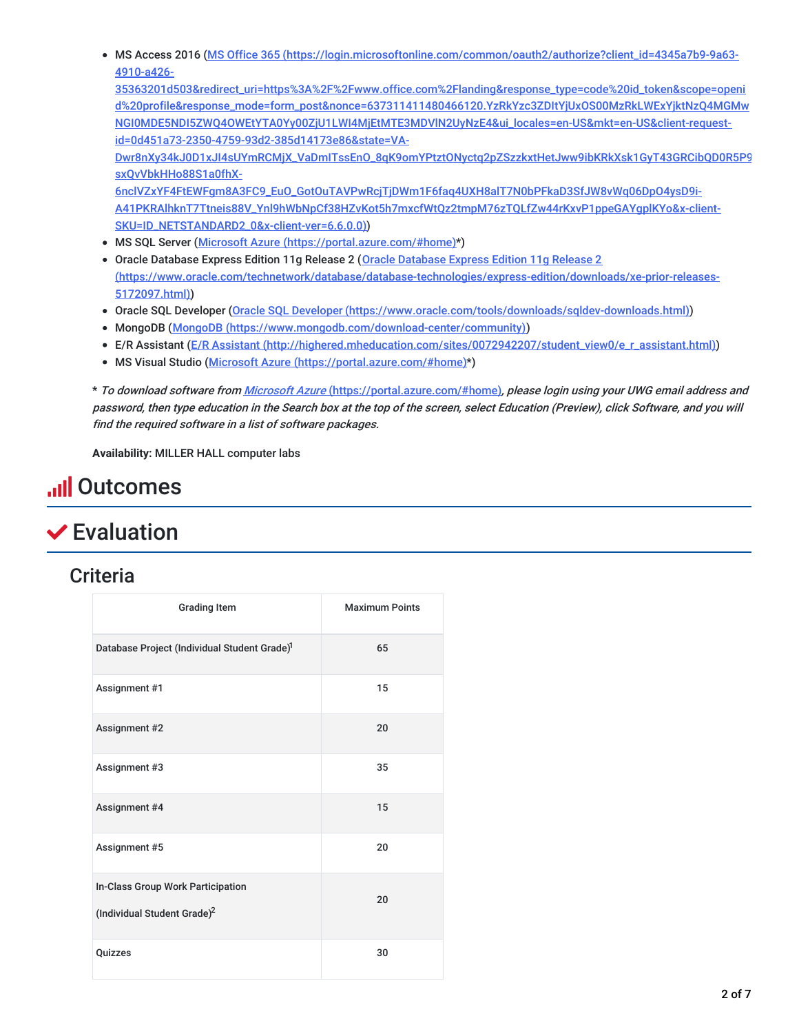- MS Access 2016 ([MS Office 365 (https://login.microsoftonline.com/common/oauth2/authorize?client_id=4345a7b9-9a63-4910-a426-35363201d503&redirect_uri=https%3A%2F%2Fwww.office.com%2Flanding&response_type=code%20id_token&scope=openid%20profile&response_mode=form_post&nonce=637311411480466120.YzRkYzc3ZDItYjUxOS00MzRkLWExYjktNzQ4MGMwNGI0MDE5NDI5ZWQ4OWEtYTA0Yy00ZjU1LWI4MjEtMTE3MDVlN2UyNzE4&ui_locales=en-US&mkt=en-US&client-request-id=0d451a73-2350-4759-93d2-385d14173e86&state=VA-Dwr8nXy34kJ0D1xJl4sUYmRCMjX_VaDmITssEnO_8qK9omYPtztONyctq2pZSzzkxtHetJww9ibKRkXsk1GyT43GRCibQD0R5P9sxQvVbkHHo88S1a0fhX-6nclVZxYF4FtEWFgm8A3FC9_EuO_GotOuTAVPwRcjTjDWm1F6faq4UXH8alT7N0bPFkaD3SfJW8vWq06DpO4ysD9i-A41PKRAlhknT7Ttneis88V_Ynl9hWbNpCf38HZvKot5h7mxcfWtQz2tmpM76zTQLfZw44rKxvP1ppeGAYgplKYo&x-client-SKU=ID_NETSTANDARD2_0&x-client-ver=6.6.0.0)](https://login.microsoftonline.com/common/oauth2/authorize?client_id=4345a7b9-9a63-4910-a426-35363201d503&redirect_uri=https%3A%2F%2Fwww.office.com%2Flanding&response_type=code%20id_token&scope=openid%20profile&response_mode=form_post&nonce=637311411480466120.YzRkYzc3ZDItYjUxOS00MzRkLWExYjktNzQ4MGMwNGI0MDE5NDI5ZWQ4OWEtYTA0Yy00ZjU1LWI4MjEtMTE3MDVlN2UyNzE4&ui_locales=en-US&mkt=en-US&client-request-id=0d451a73-2350-4759-93d2-385d14173e86&state=VA-Dwr8nXy34kJ0D1xJl4sUYmRCMjX_VaDmITssEnO_8qK9omYPtztONyctq2pZSzzkxtHetJww9ibKRkXsk1GyT43GRCibQD0R5P9sxQvVbkHHo88S1a0fhX-6nclVZxYF4FtEWFgm8A3FC9_EuO_GotOuTAVPwRcjTjDWm1F6faq4UXH8alT7N0bPFkaD3SfJW8vWq06DpO4ysD9i-A41PKRAlhknT7Ttneis88V_Ynl9hWbNpCf38HZvKot5h7mxcfWtQz2tmpM76zTQLfZw44rKxvP1ppeGAYgplKYo&x-client-SKU=ID_NETSTANDARD2_0&x-client-ver=6.6.0.0))
- MS SQL Server ([Microsoft Azure (https://portal.azure.com/#home)](https://portal.azure.com/#home)*)
- Oracle Database Express Edition 11g Release 2 ([Oracle Database Express Edition 11g Release 2 (https://www.oracle.com/technetwork/database/database-technologies/express-edition/downloads/xe-prior-releases-5172097.html)](https://www.oracle.com/technetwork/database/database-technologies/express-edition/downloads/xe-prior-releases-5172097.html))
- Oracle SQL Developer ([Oracle SQL Developer (https://www.oracle.com/tools/downloads/sqldev-downloads.html)](https://www.oracle.com/tools/downloads/sqldev-downloads.html))
- MongoDB ([MongoDB (https://www.mongodb.com/download-center/community)](https://www.mongodb.com/download-center/community))
- E/R Assistant ([E/R Assistant (http://highered.mheducation.com/sites/0072942207/student_view0/e_r_assistant.html)](http://highered.mheducation.com/sites/0072942207/student_view0/e_r_assistant.html))
- MS Visual Studio ([Microsoft Azure (https://portal.azure.com/#home)](https://portal.azure.com/#home)*)

\* *To download software from [Microsoft Azure (https://portal.azure.com/#home)](https://portal.azure.com/#home), please login using your UWG email address and password, then type education in the Search box at the top of the screen, select Education (Preview), click Software, and you will find the required software in a list of software packages.*

**Availability:** MILLER HALL computer labs

# Outcomes

# Evaluation

## Criteria

| Grading Item | Maximum Points |
|---|---|
| Database Project (Individual Student Grade)[1] | 65 |
| Assignment #1 | 15 |
| Assignment #2 | 20 |
| Assignment #3 | 35 |
| Assignment #4 | 15 |
| Assignment #5 | 20 |
| In-Class Group Work Participation (Individual Student Grade)[2] | 20 |
| Quizzes | 30 |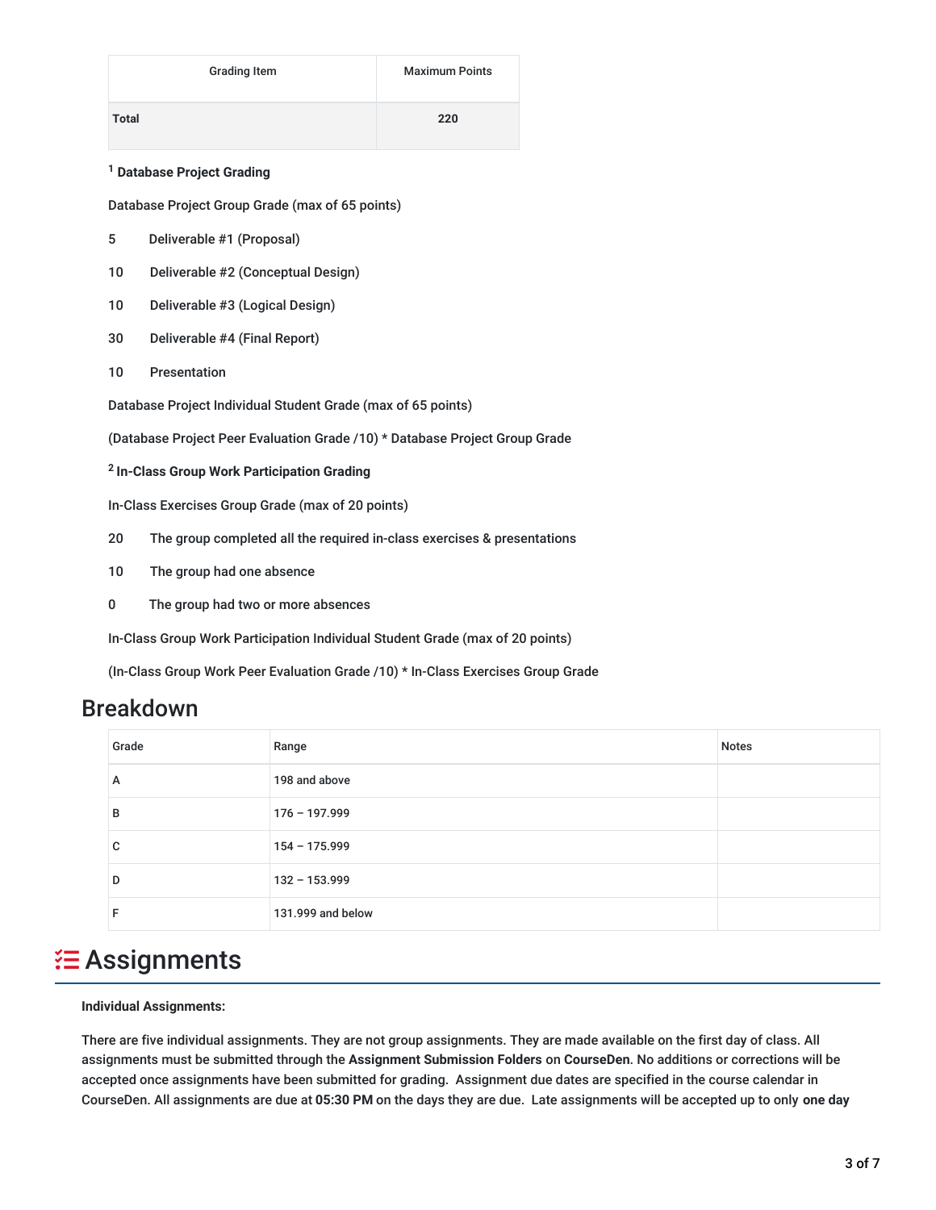| Grading Item | Maximum Points |
| --- | --- |
| **Total** | **220** |

[1] **Database Project Grading**

Database Project Group Grade (max of 65 points)

5 Deliverable #1 (Proposal)

10 Deliverable #2 (Conceptual Design)

10 Deliverable #3 (Logical Design)

30 Deliverable #4 (Final Report)

10 Presentation

Database Project Individual Student Grade (max of 65 points)

(Database Project Peer Evaluation Grade /10) * Database Project Group Grade

[2] **In-Class Group Work Participation Grading**

In-Class Exercises Group Grade (max of 20 points)

20 The group completed all the required in-class exercises & presentations

10 The group had one absence

0 The group had two or more absences

In-Class Group Work Participation Individual Student Grade (max of 20 points)

(In-Class Group Work Peer Evaluation Grade /10) * In-Class Exercises Group Grade

## Breakdown

| Grade | Range | Notes |
| --- | --- | --- |
| A | 198 and above | |
| B | 176 – 197.999 | |
| C | 154 – 175.999 | |
| D | 132 – 153.999 | |
| F | 131.999 and below | |

# Assignments

**Individual Assignments:**

There are five individual assignments. They are not group assignments. They are made available on the first day of class. All assignments must be submitted through the **Assignment Submission Folders** on **CourseDen**. No additions or corrections will be accepted once assignments have been submitted for grading. Assignment due dates are specified in the course calendar in CourseDen. All assignments are due at **05:30 PM** on the days they are due. Late assignments will be accepted up to only **one day**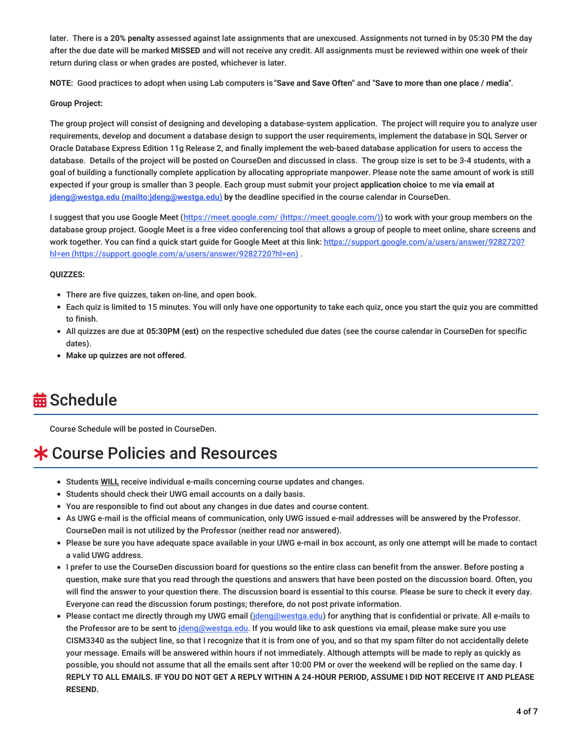later. There is a **20% penalty** assessed against late assignments that are unexcused. Assignments not turned in by 05:30 PM the day after the due date will be marked **MISSED** and will not receive any credit. All assignments must be reviewed within one week of their return during class or when grades are posted, whichever is later.

**NOTE:** Good practices to adopt when using Lab computers is "**Save and Save Often**" and "**Save to more than one place / media**".

**Group Project:**

The group project will consist of designing and developing a database-system application. The project will require you to analyze user requirements, develop and document a database design to support the user requirements, implement the database in SQL Server or Oracle Database Express Edition 11g Release 2, and finally implement the web-based database application for users to access the database. Details of the project will be posted on CourseDen and discussed in class. The group size is set to be 3-4 students, with a goal of building a functionally complete application by allocating appropriate manpower. Please note the same amount of work is still expected if your group is smaller than 3 people. Each group must submit your project **application choice** to me **via email at jdeng@westga.edu (mailto:jdeng@westga.edu) by** the deadline specified in the course calendar in CourseDen.

I suggest that you use Google Meet (https://meet.google.com/ (https://meet.google.com/)) to work with your group members on the database group project. Google Meet is a free video conferencing tool that allows a group of people to meet online, share screens and work together. You can find a quick start guide for Google Meet at this link: https://support.google.com/a/users/answer/9282720?hl=en (https://support.google.com/a/users/answer/9282720?hl=en) .

**QUIZZES:**

- There are five quizzes, taken on-line, and open book.
- Each quiz is limited to 15 minutes. You will only have one opportunity to take each quiz, once you start the quiz you are committed to finish.
- All quizzes are due at **05:30PM (est)** on the respective scheduled due dates (see the course calendar in CourseDen for specific dates).
- **Make up quizzes are not offered**.

# Schedule

Course Schedule will be posted in CourseDen.

# Course Policies and Resources

- Students **WILL** receive individual e-mails concerning course updates and changes.
- Students should check their UWG email accounts on a daily basis.
- You are responsible to find out about any changes in due dates and course content.
- As UWG e-mail is the official means of communication, only UWG issued e-mail addresses will be answered by the Professor. CourseDen mail is not utilized by the Professor (neither read nor answered).
- Please be sure you have adequate space available in your UWG e-mail in box account, as only one attempt will be made to contact a valid UWG address.
- I prefer to use the CourseDen discussion board for questions so the entire class can benefit from the answer. Before posting a question, make sure that you read through the questions and answers that have been posted on the discussion board. Often, you will find the answer to your question there. The discussion board is essential to this course. Please be sure to check it every day. Everyone can read the discussion forum postings; therefore, do not post private information.
- Please contact me directly through my UWG email (jdeng@westga.edu) for anything that is confidential or private. All e-mails to the Professor are to be sent to jdeng@westga.edu. If you would like to ask questions via email, please make sure you use CISM3340 as the subject line, so that I recognize that it is from one of you, and so that my spam filter do not accidentally delete your message. Emails will be answered within hours if not immediately. Although attempts will be made to reply as quickly as possible, you should not assume that all the emails sent after 10:00 PM or over the weekend will be replied on the same day. **I REPLY TO ALL EMAILS. IF YOU DO NOT GET A REPLY WITHIN A 24-HOUR PERIOD, ASSUME I DID NOT RECEIVE IT AND PLEASE RESEND.**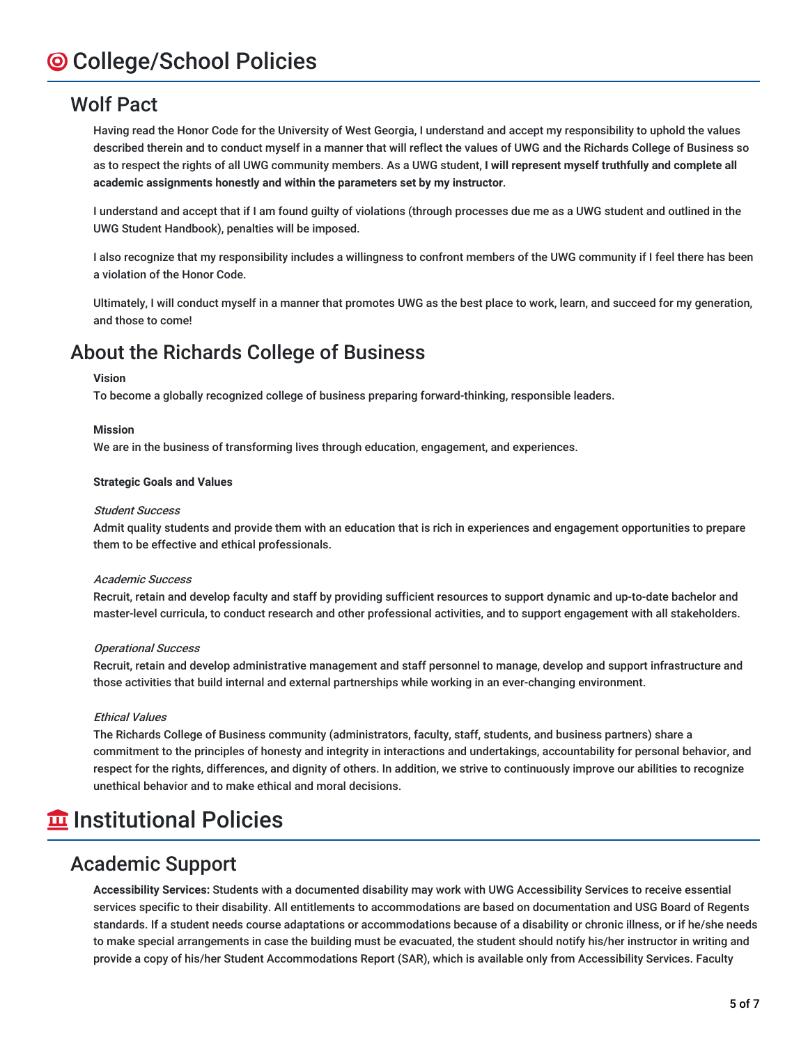# College/School Policies

## Wolf Pact

Having read the Honor Code for the University of West Georgia, I understand and accept my responsibility to uphold the values described therein and to conduct myself in a manner that will reflect the values of UWG and the Richards College of Business so as to respect the rights of all UWG community members. As a UWG student, **I will represent myself truthfully and complete all academic assignments honestly and within the parameters set by my instructor**.

I understand and accept that if I am found guilty of violations (through processes due me as a UWG student and outlined in the UWG Student Handbook), penalties will be imposed.

I also recognize that my responsibility includes a willingness to confront members of the UWG community if I feel there has been a violation of the Honor Code.

Ultimately, I will conduct myself in a manner that promotes UWG as the best place to work, learn, and succeed for my generation, and those to come!

## About the Richards College of Business

**Vision**
To become a globally recognized college of business preparing forward-thinking, responsible leaders.

**Mission**
We are in the business of transforming lives through education, engagement, and experiences.

**Strategic Goals and Values**

*Student Success*
Admit quality students and provide them with an education that is rich in experiences and engagement opportunities to prepare them to be effective and ethical professionals.

*Academic Success*
Recruit, retain and develop faculty and staff by providing sufficient resources to support dynamic and up-to-date bachelor and master-level curricula, to conduct research and other professional activities, and to support engagement with all stakeholders.

*Operational Success*
Recruit, retain and develop administrative management and staff personnel to manage, develop and support infrastructure and those activities that build internal and external partnerships while working in an ever-changing environment.

*Ethical Values*
The Richards College of Business community (administrators, faculty, staff, students, and business partners) share a commitment to the principles of honesty and integrity in interactions and undertakings, accountability for personal behavior, and respect for the rights, differences, and dignity of others. In addition, we strive to continuously improve our abilities to recognize unethical behavior and to make ethical and moral decisions.

# Institutional Policies

## Academic Support

**Accessibility Services:** Students with a documented disability may work with UWG Accessibility Services to receive essential services specific to their disability. All entitlements to accommodations are based on documentation and USG Board of Regents standards. If a student needs course adaptations or accommodations because of a disability or chronic illness, or if he/she needs to make special arrangements in case the building must be evacuated, the student should notify his/her instructor in writing and provide a copy of his/her Student Accommodations Report (SAR), which is available only from Accessibility Services. Faculty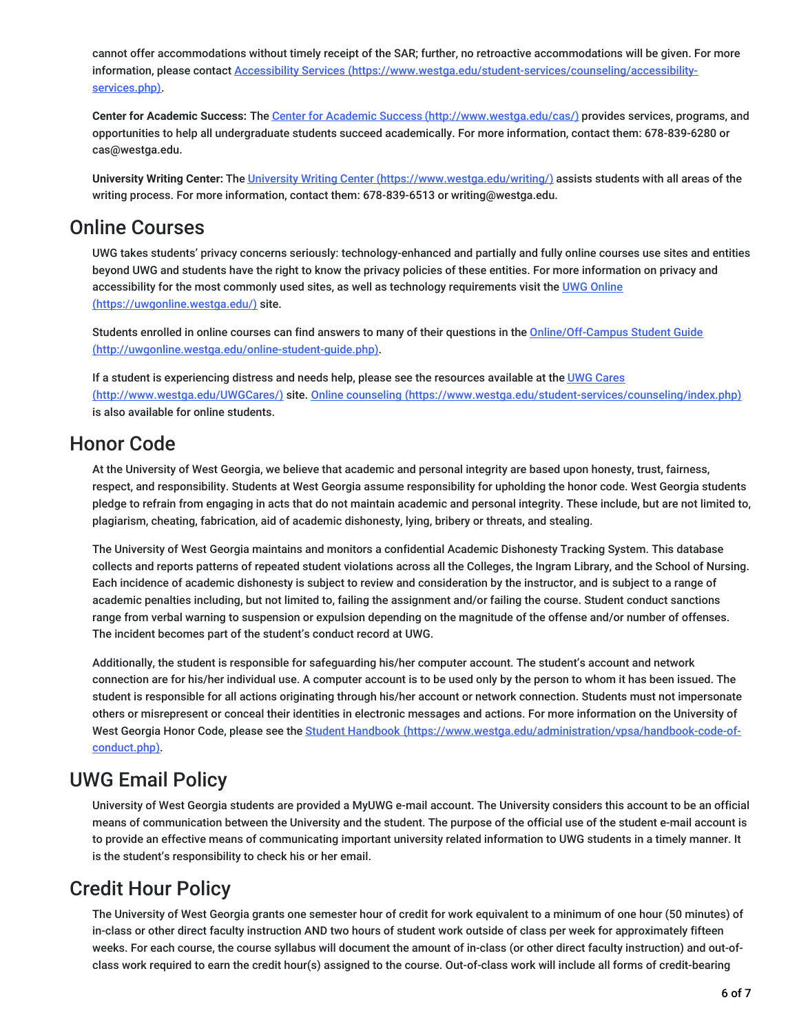cannot offer accommodations without timely receipt of the SAR; further, no retroactive accommodations will be given. For more information, please contact [Accessibility Services (https://www.westga.edu/student-services/counseling/accessibility-services.php)](https://www.westga.edu/student-services/counseling/accessibility-services.php).

**Center for Academic Success:** The [Center for Academic Success (http://www.westga.edu/cas/)](http://www.westga.edu/cas/) provides services, programs, and opportunities to help all undergraduate students succeed academically. For more information, contact them: 678-839-6280 or cas@westga.edu.

**University Writing Center:** The [University Writing Center (https://www.westga.edu/writing/)](https://www.westga.edu/writing/) assists students with all areas of the writing process. For more information, contact them: 678-839-6513 or writing@westga.edu.

## Online Courses

UWG takes students' privacy concerns seriously: technology-enhanced and partially and fully online courses use sites and entities beyond UWG and students have the right to know the privacy policies of these entities. For more information on privacy and accessibility for the most commonly used sites, as well as technology requirements visit the [UWG Online (https://uwgonline.westga.edu/)](https://uwgonline.westga.edu/) site.

Students enrolled in online courses can find answers to many of their questions in the [Online/Off-Campus Student Guide (http://uwgonline.westga.edu/online-student-guide.php)](http://uwgonline.westga.edu/online-student-guide.php).

If a student is experiencing distress and needs help, please see the resources available at the [UWG Cares (http://www.westga.edu/UWGCares/)](http://www.westga.edu/UWGCares/) site. [Online counseling (https://www.westga.edu/student-services/counseling/index.php)](https://www.westga.edu/student-services/counseling/index.php) is also available for online students.

## Honor Code

At the University of West Georgia, we believe that academic and personal integrity are based upon honesty, trust, fairness, respect, and responsibility. Students at West Georgia assume responsibility for upholding the honor code. West Georgia students pledge to refrain from engaging in acts that do not maintain academic and personal integrity. These include, but are not limited to, plagiarism, cheating, fabrication, aid of academic dishonesty, lying, bribery or threats, and stealing.

The University of West Georgia maintains and monitors a confidential Academic Dishonesty Tracking System. This database collects and reports patterns of repeated student violations across all the Colleges, the Ingram Library, and the School of Nursing. Each incidence of academic dishonesty is subject to review and consideration by the instructor, and is subject to a range of academic penalties including, but not limited to, failing the assignment and/or failing the course. Student conduct sanctions range from verbal warning to suspension or expulsion depending on the magnitude of the offense and/or number of offenses. The incident becomes part of the student's conduct record at UWG.

Additionally, the student is responsible for safeguarding his/her computer account. The student's account and network connection are for his/her individual use. A computer account is to be used only by the person to whom it has been issued. The student is responsible for all actions originating through his/her account or network connection. Students must not impersonate others or misrepresent or conceal their identities in electronic messages and actions. For more information on the University of West Georgia Honor Code, please see the [Student Handbook (https://www.westga.edu/administration/vpsa/handbook-code-of-conduct.php)](https://www.westga.edu/administration/vpsa/handbook-code-of-conduct.php).

## UWG Email Policy

University of West Georgia students are provided a MyUWG e-mail account. The University considers this account to be an official means of communication between the University and the student. The purpose of the official use of the student e-mail account is to provide an effective means of communicating important university related information to UWG students in a timely manner. It is the student's responsibility to check his or her email.

## Credit Hour Policy

The University of West Georgia grants one semester hour of credit for work equivalent to a minimum of one hour (50 minutes) of in-class or other direct faculty instruction AND two hours of student work outside of class per week for approximately fifteen weeks. For each course, the course syllabus will document the amount of in-class (or other direct faculty instruction) and out-of-class work required to earn the credit hour(s) assigned to the course. Out-of-class work will include all forms of credit-bearing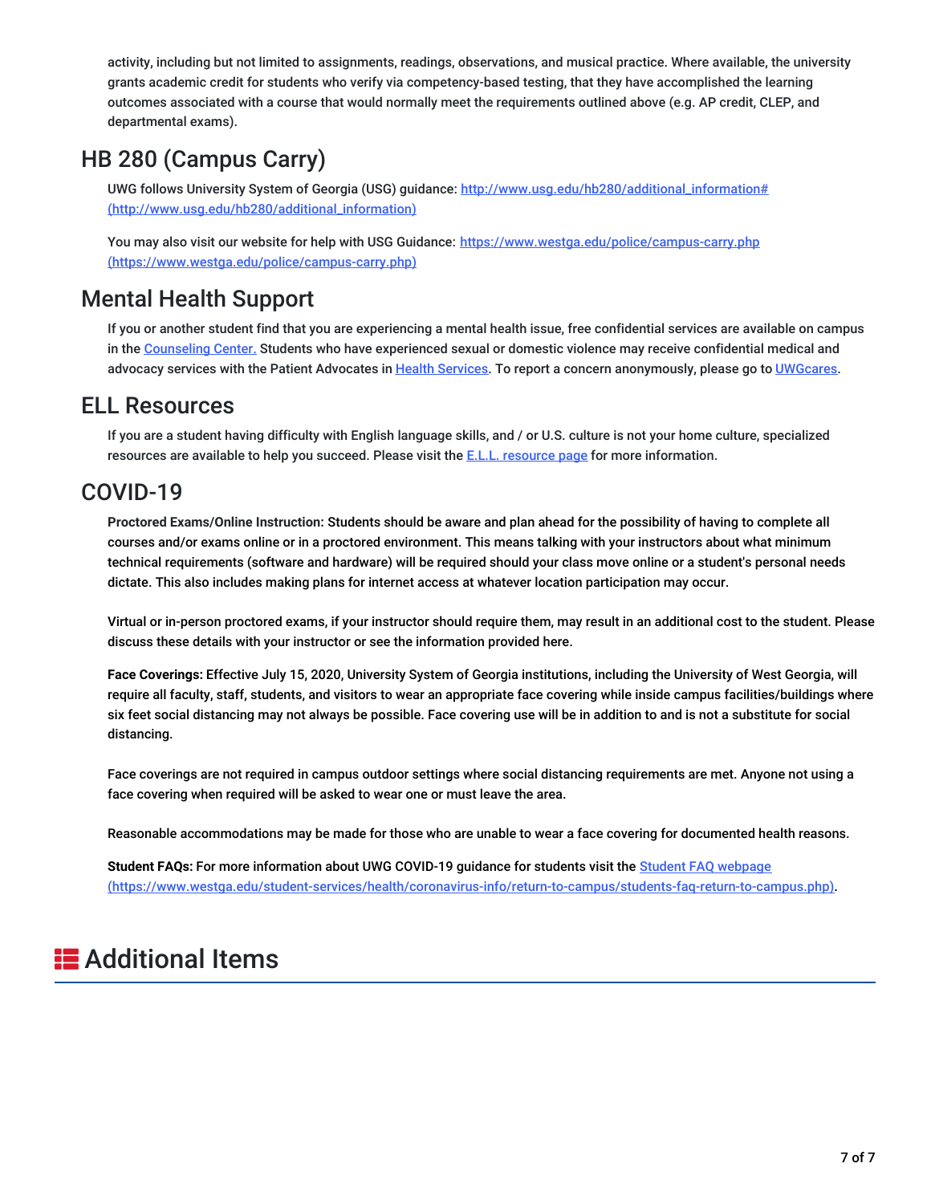activity, including but not limited to assignments, readings, observations, and musical practice. Where available, the university grants academic credit for students who verify via competency-based testing, that they have accomplished the learning outcomes associated with a course that would normally meet the requirements outlined above (e.g. AP credit, CLEP, and departmental exams).

## HB 280 (Campus Carry)

UWG follows University System of Georgia (USG) guidance: [http://www.usg.edu/hb280/additional_information# (http://www.usg.edu/hb280/additional_information)](http://www.usg.edu/hb280/additional_information)

You may also visit our website for help with USG Guidance: [https://www.westga.edu/police/campus-carry.php (https://www.westga.edu/police/campus-carry.php)](https://www.westga.edu/police/campus-carry.php)

## Mental Health Support

If you or another student find that you are experiencing a mental health issue, free confidential services are available on campus in the Counseling Center. Students who have experienced sexual or domestic violence may receive confidential medical and advocacy services with the Patient Advocates in Health Services. To report a concern anonymously, please go to UWGcares.

## ELL Resources

If you are a student having difficulty with English language skills, and / or U.S. culture is not your home culture, specialized resources are available to help you succeed. Please visit the E.L.L. resource page for more information.

## COVID-19

**Proctored Exams/Online Instruction:** Students should be aware and plan ahead for the possibility of having to complete all courses and/or exams online or in a proctored environment. This means talking with your instructors about what minimum technical requirements (software and hardware) will be required should your class move online or a student's personal needs dictate. This also includes making plans for internet access at whatever location participation may occur.

Virtual or in-person proctored exams, if your instructor should require them, may result in an additional cost to the student. Please discuss these details with your instructor or see the information provided here.

**Face Coverings:** Effective July 15, 2020, University System of Georgia institutions, including the University of West Georgia, will require all faculty, staff, students, and visitors to wear an appropriate face covering while inside campus facilities/buildings where six feet social distancing may not always be possible. Face covering use will be in addition to and is not a substitute for social distancing.

Face coverings are not required in campus outdoor settings where social distancing requirements are met. Anyone not using a face covering when required will be asked to wear one or must leave the area.

Reasonable accommodations may be made for those who are unable to wear a face covering for documented health reasons.

**Student FAQs:** For more information about UWG COVID-19 guidance for students visit the [Student FAQ webpage (https://www.westga.edu/student-services/health/coronavirus-info/return-to-campus/students-faq-return-to-campus.php)](https://www.westga.edu/student-services/health/coronavirus-info/return-to-campus/students-faq-return-to-campus.php).

# Additional Items